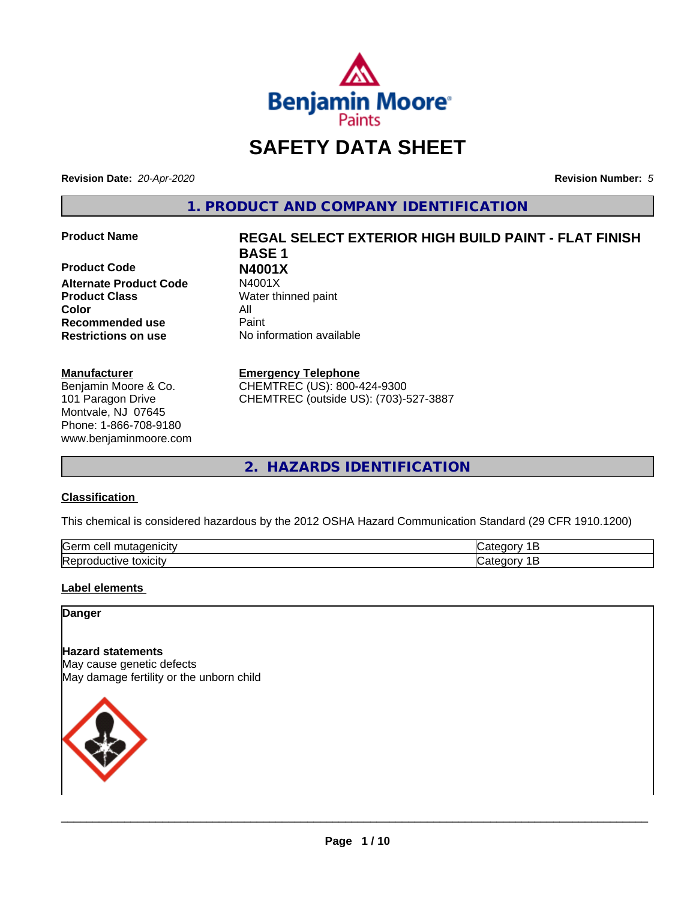# SAFETY DATA SHEET

**Revision Date:** *20-Apr-2020*

**Revision Number:** *5*

## 1. PRODUCT AND COMPANY IDENTIFICATION

| | |
|---|---|
| **Product Name** | **REGAL SELECT EXTERIOR HIGH BUILD PAINT - FLAT FINISH BASE 1** |
| **Product Code** | **N4001X** |
| **Alternate Product Code** | N4001X |
| **Product Class** | Water thinned paint |
| **Color** | All |
| **Recommended use** | Paint |
| **Restrictions on use** | No information available |

**Manufacturer**
Benjamin Moore & Co.
101 Paragon Drive
Montvale, NJ 07645
Phone: 1-866-708-9180
www.benjaminmoore.com

**Emergency Telephone**
CHEMTREC (US): 800-424-9300
CHEMTREC (outside US): (703)-527-3887

## 2. HAZARDS IDENTIFICATION

### Classification

This chemical is considered hazardous by the 2012 OSHA Hazard Communication Standard (29 CFR 1910.1200)

| | |
|---|---|
| Germ cell mutagenicity | Category 1B |
| Reproductive toxicity | Category 1B |

### Label elements

**Danger**

**Hazard statements**
May cause genetic defects
May damage fertility or the unborn child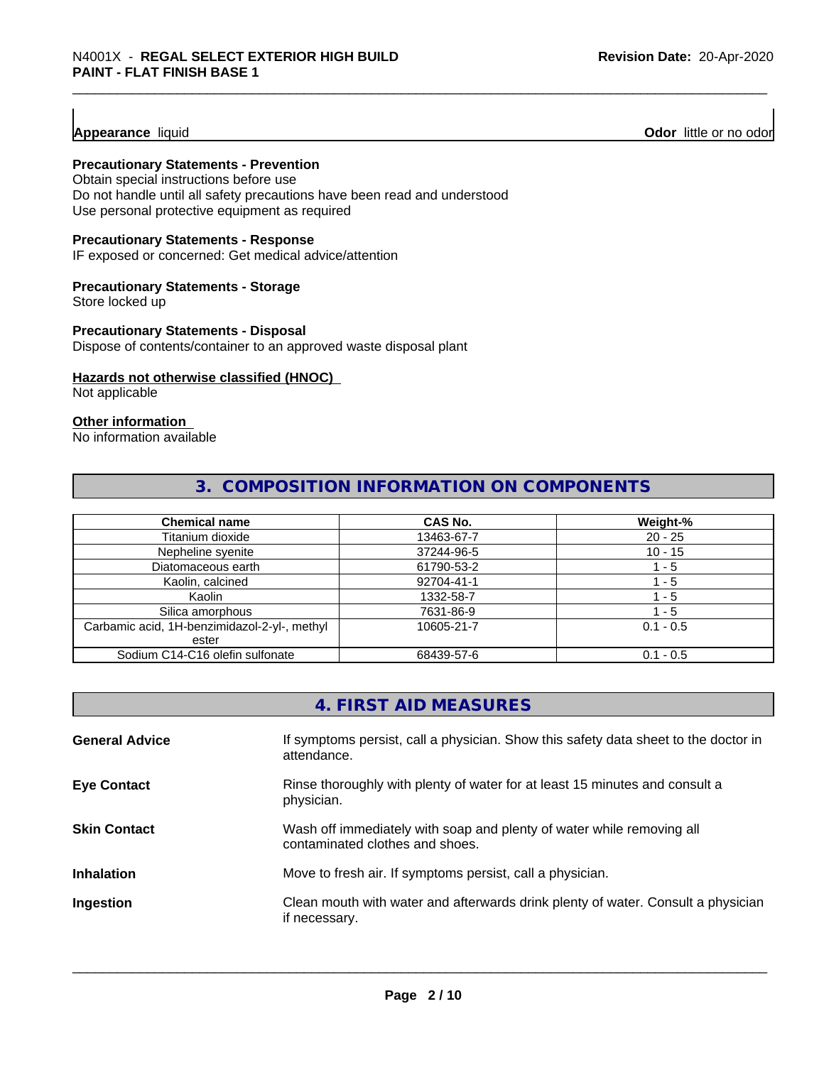**Appearance** liquid **Odor** little or no odor

**Precautionary Statements - Prevention**
Obtain special instructions before use
Do not handle until all safety precautions have been read and understood
Use personal protective equipment as required

**Precautionary Statements - Response**
IF exposed or concerned: Get medical advice/attention

**Precautionary Statements - Storage**
Store locked up

**Precautionary Statements - Disposal**
Dispose of contents/container to an approved waste disposal plant

**Hazards not otherwise classified (HNOC)**
Not applicable

**Other information**
No information available

## 3. COMPOSITION INFORMATION ON COMPONENTS

| Chemical name | CAS No. | Weight-% |
|---|---|---|
| Titanium dioxide | 13463-67-7 | 20 - 25 |
| Nepheline syenite | 37244-96-5 | 10 - 15 |
| Diatomaceous earth | 61790-53-2 | 1 - 5 |
| Kaolin, calcined | 92704-41-1 | 1 - 5 |
| Kaolin | 1332-58-7 | 1 - 5 |
| Silica amorphous | 7631-86-9 | 1 - 5 |
| Carbamic acid, 1H-benzimidazol-2-yl-, methyl ester | 10605-21-7 | 0.1 - 0.5 |
| Sodium C14-C16 olefin sulfonate | 68439-57-6 | 0.1 - 0.5 |

## 4. FIRST AID MEASURES

**General Advice** If symptoms persist, call a physician. Show this safety data sheet to the doctor in attendance.

**Eye Contact** Rinse thoroughly with plenty of water for at least 15 minutes and consult a physician.

**Skin Contact** Wash off immediately with soap and plenty of water while removing all contaminated clothes and shoes.

**Inhalation** Move to fresh air. If symptoms persist, call a physician.

**Ingestion** Clean mouth with water and afterwards drink plenty of water. Consult a physician if necessary.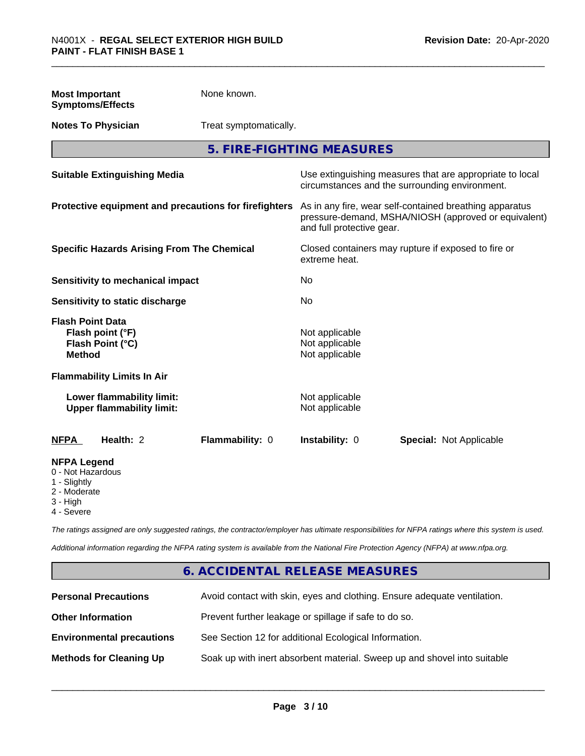| | |
|---|---|
| **Most Important Symptoms/Effects** | None known. |
| **Notes To Physician** | Treat symptomatically. |

## 5. FIRE-FIGHTING MEASURES

| | |
|---|---|
| **Suitable Extinguishing Media** | Use extinguishing measures that are appropriate to local circumstances and the surrounding environment. |
| **Protective equipment and precautions for firefighters** | As in any fire, wear self-contained breathing apparatus pressure-demand, MSHA/NIOSH (approved or equivalent) and full protective gear. |
| **Specific Hazards Arising From The Chemical** | Closed containers may rupture if exposed to fire or extreme heat. |
| **Sensitivity to mechanical impact** | No |
| **Sensitivity to static discharge** | No |

**Flash Point Data**

| | |
|---|---|
| **Flash point (°F)** | Not applicable |
| **Flash Point (°C)** | Not applicable |
| **Method** | Not applicable |

**Flammability Limits In Air**

| | |
|---|---|
| **Lower flammability limit:** | Not applicable |
| **Upper flammability limit:** | Not applicable |

| **NFPA** | **Health:** 2 | **Flammability:** 0 | **Instability:** 0 | **Special:** Not Applicable |
|---|---|---|---|---|

**NFPA Legend**
- 0 - Not Hazardous
- 1 - Slightly
- 2 - Moderate
- 3 - High
- 4 - Severe

*The ratings assigned are only suggested ratings, the contractor/employer has ultimate responsibilities for NFPA ratings where this system is used.*

*Additional information regarding the NFPA rating system is available from the National Fire Protection Agency (NFPA) at www.nfpa.org.*

## 6. ACCIDENTAL RELEASE MEASURES

| | |
|---|---|
| **Personal Precautions** | Avoid contact with skin, eyes and clothing. Ensure adequate ventilation. |
| **Other Information** | Prevent further leakage or spillage if safe to do so. |
| **Environmental precautions** | See Section 12 for additional Ecological Information. |
| **Methods for Cleaning Up** | Soak up with inert absorbent material. Sweep up and shovel into suitable |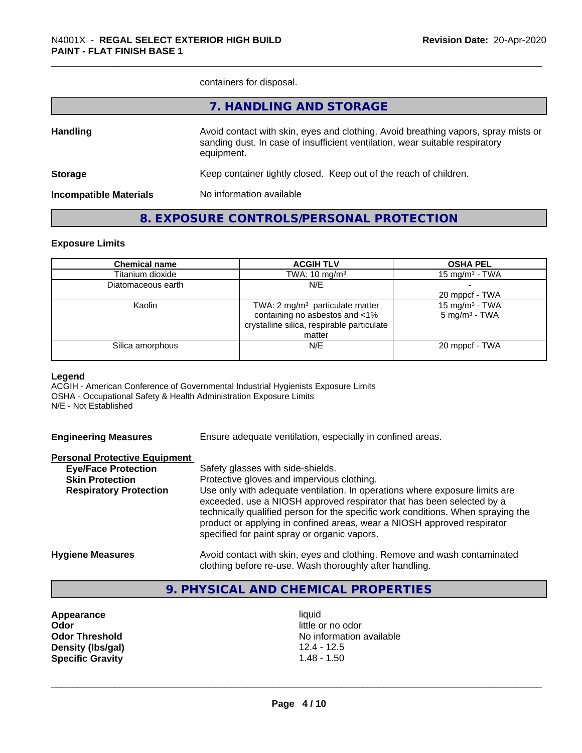containers for disposal.

## 7. HANDLING AND STORAGE

**Handling** Avoid contact with skin, eyes and clothing. Avoid breathing vapors, spray mists or sanding dust. In case of insufficient ventilation, wear suitable respiratory equipment.

**Storage** Keep container tightly closed. Keep out of the reach of children.

**Incompatible Materials** No information available

## 8. EXPOSURE CONTROLS/PERSONAL PROTECTION

### Exposure Limits

| Chemical name | ACGIH TLV | OSHA PEL |
|---|---|---|
| Titanium dioxide | TWA: 10 mg/m³ | 15 mg/m³ - TWA |
| Diatomaceous earth | N/E | -<br>20 mppcf - TWA |
| Kaolin | TWA: 2 mg/m³ particulate matter containing no asbestos and <1% crystalline silica, respirable particulate matter | 15 mg/m³ - TWA<br>5 mg/m³ - TWA |
| Silica amorphous | N/E | 20 mppcf - TWA |

**Legend**
ACGIH - American Conference of Governmental Industrial Hygienists Exposure Limits
OSHA - Occupational Safety & Health Administration Exposure Limits
N/E - Not Established

**Engineering Measures** Ensure adequate ventilation, especially in confined areas.

**Personal Protective Equipment**

**Eye/Face Protection** Safety glasses with side-shields.

**Skin Protection** Protective gloves and impervious clothing.

**Respiratory Protection** Use only with adequate ventilation. In operations where exposure limits are exceeded, use a NIOSH approved respirator that has been selected by a technically qualified person for the specific work conditions. When spraying the product or applying in confined areas, wear a NIOSH approved respirator specified for paint spray or organic vapors.

**Hygiene Measures** Avoid contact with skin, eyes and clothing. Remove and wash contaminated clothing before re-use. Wash thoroughly after handling.

## 9. PHYSICAL AND CHEMICAL PROPERTIES

**Appearance** liquid
**Odor** little or no odor
**Odor Threshold** No information available
**Density (lbs/gal)** 12.4 - 12.5
**Specific Gravity** 1.48 - 1.50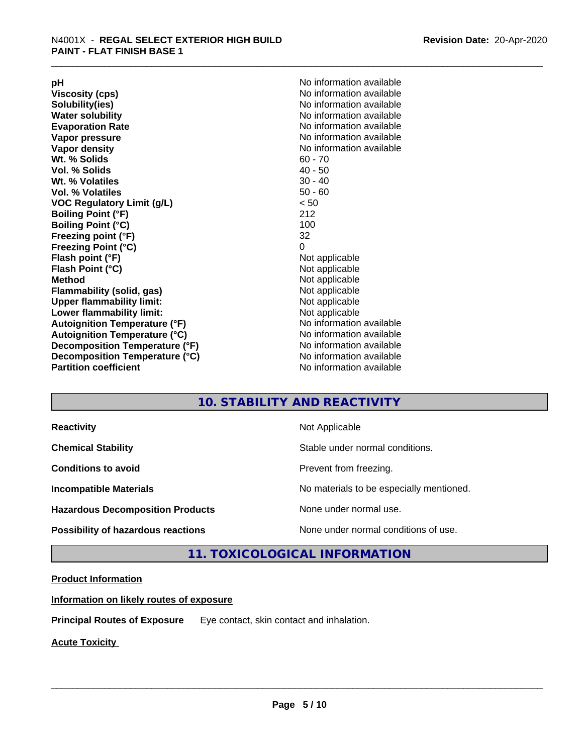| | |
|---|---|
| **pH** | No information available |
| **Viscosity (cps)** | No information available |
| **Solubility(ies)** | No information available |
| **Water solubility** | No information available |
| **Evaporation Rate** | No information available |
| **Vapor pressure** | No information available |
| **Vapor density** | No information available |
| **Wt. % Solids** | 60 - 70 |
| **Vol. % Solids** | 40 - 50 |
| **Wt. % Volatiles** | 30 - 40 |
| **Vol. % Volatiles** | 50 - 60 |
| **VOC Regulatory Limit (g/L)** | < 50 |
| **Boiling Point (°F)** | 212 |
| **Boiling Point (°C)** | 100 |
| **Freezing point (°F)** | 32 |
| **Freezing Point (°C)** | 0 |
| **Flash point (°F)** | Not applicable |
| **Flash Point (°C)** | Not applicable |
| **Method** | Not applicable |
| **Flammability (solid, gas)** | Not applicable |
| **Upper flammability limit:** | Not applicable |
| **Lower flammability limit:** | Not applicable |
| **Autoignition Temperature (°F)** | No information available |
| **Autoignition Temperature (°C)** | No information available |
| **Decomposition Temperature (°F)** | No information available |
| **Decomposition Temperature (°C)** | No information available |
| **Partition coefficient** | No information available |

## 10. STABILITY AND REACTIVITY

| | |
|---|---|
| **Reactivity** | Not Applicable |
| **Chemical Stability** | Stable under normal conditions. |
| **Conditions to avoid** | Prevent from freezing. |
| **Incompatible Materials** | No materials to be especially mentioned. |
| **Hazardous Decomposition Products** | None under normal use. |
| **Possibility of hazardous reactions** | None under normal conditions of use. |

## 11. TOXICOLOGICAL INFORMATION

**Product Information**

**Information on likely routes of exposure**

**Principal Routes of Exposure** Eye contact, skin contact and inhalation.

**Acute Toxicity**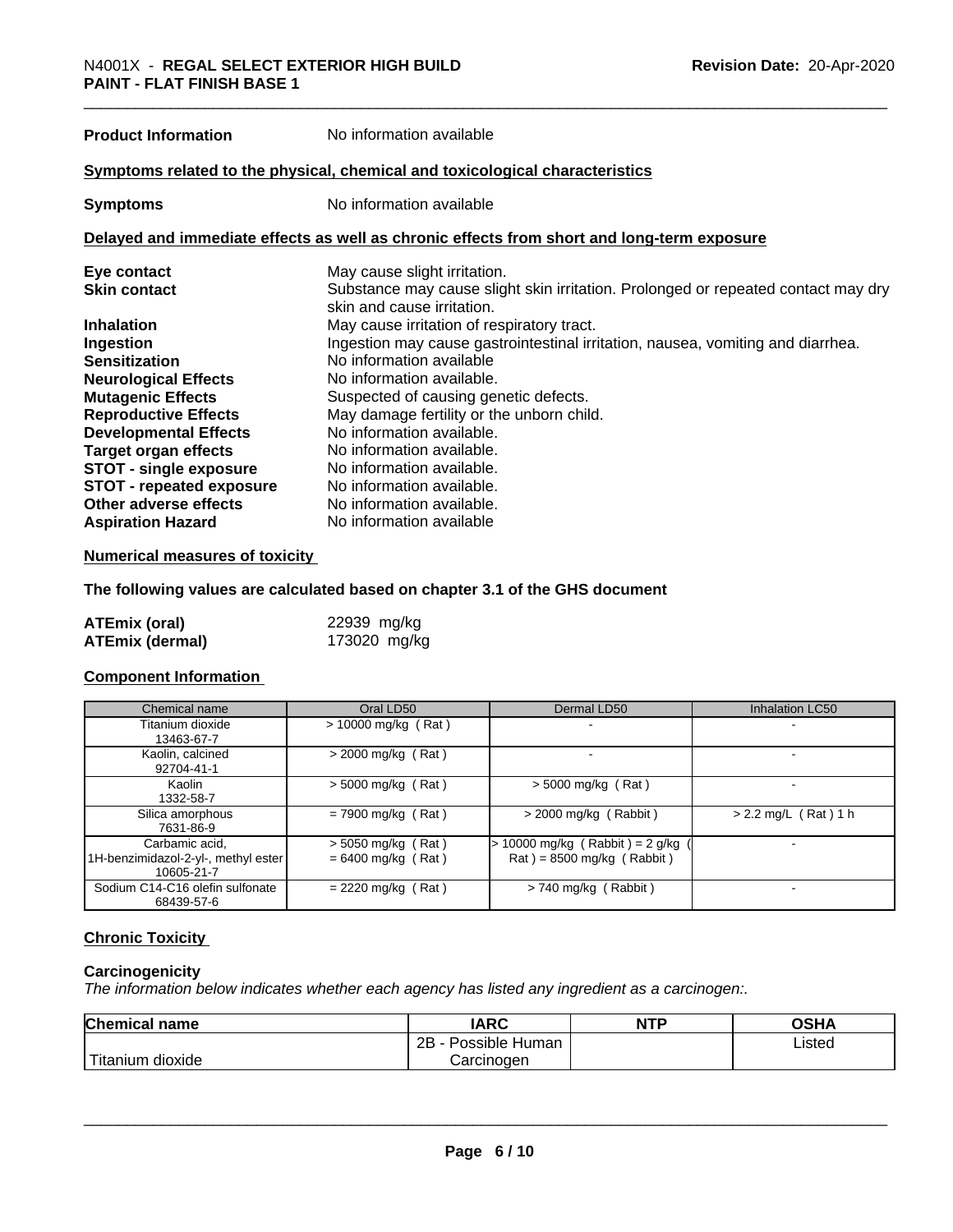**Product Information** No information available

## Symptoms related to the physical, chemical and toxicological characteristics

**Symptoms** No information available

## Delayed and immediate effects as well as chronic effects from short and long-term exposure

| | |
|---|---|
| **Eye contact** | May cause slight irritation. |
| **Skin contact** | Substance may cause slight skin irritation. Prolonged or repeated contact may dry skin and cause irritation. |
| **Inhalation** | May cause irritation of respiratory tract. |
| **Ingestion** | Ingestion may cause gastrointestinal irritation, nausea, vomiting and diarrhea. |
| **Sensitization** | No information available |
| **Neurological Effects** | No information available. |
| **Mutagenic Effects** | Suspected of causing genetic defects. |
| **Reproductive Effects** | May damage fertility or the unborn child. |
| **Developmental Effects** | No information available. |
| **Target organ effects** | No information available. |
| **STOT - single exposure** | No information available. |
| **STOT - repeated exposure** | No information available. |
| **Other adverse effects** | No information available. |
| **Aspiration Hazard** | No information available |

## Numerical measures of toxicity

**The following values are calculated based on chapter 3.1 of the GHS document**

| | |
|---|---|
| **ATEmix (oral)** | 22939 mg/kg |
| **ATEmix (dermal)** | 173020 mg/kg |

## Component Information

| Chemical name | Oral LD50 | Dermal LD50 | Inhalation LC50 |
|---|---|---|---|
| Titanium dioxide 13463-67-7 | > 10000 mg/kg ( Rat ) | - | - |
| Kaolin, calcined 92704-41-1 | > 2000 mg/kg ( Rat ) | - | - |
| Kaolin 1332-58-7 | > 5000 mg/kg ( Rat ) | > 5000 mg/kg ( Rat ) | - |
| Silica amorphous 7631-86-9 | = 7900 mg/kg ( Rat ) | > 2000 mg/kg ( Rabbit ) | > 2.2 mg/L ( Rat ) 1 h |
| Carbamic acid, 1H-benzimidazol-2-yl-, methyl ester 10605-21-7 | > 5050 mg/kg ( Rat ) = 6400 mg/kg ( Rat ) | > 10000 mg/kg ( Rabbit ) = 2 g/kg ( Rat ) = 8500 mg/kg ( Rabbit ) | - |
| Sodium C14-C16 olefin sulfonate 68439-57-6 | = 2220 mg/kg ( Rat ) | > 740 mg/kg ( Rabbit ) | - |

## Chronic Toxicity

### Carcinogenicity

*The information below indicates whether each agency has listed any ingredient as a carcinogen:.*

| Chemical name | IARC | NTP | OSHA |
|---|---|---|---|
| Titanium dioxide | 2B - Possible Human Carcinogen | | Listed |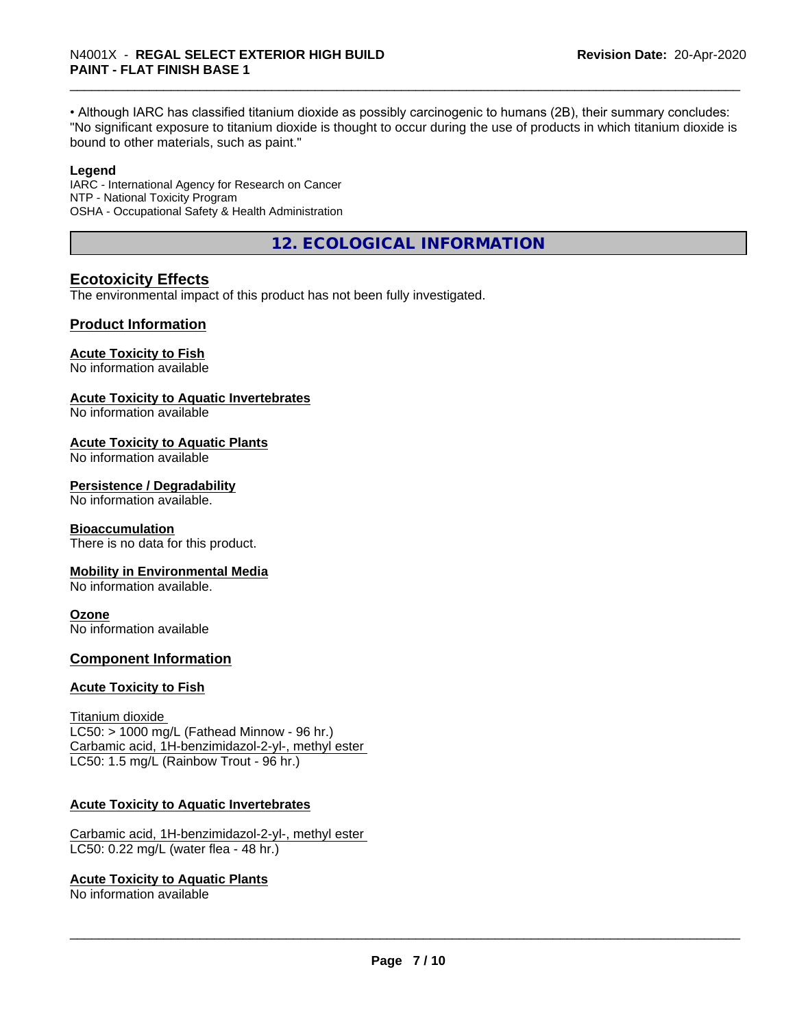• Although IARC has classified titanium dioxide as possibly carcinogenic to humans (2B), their summary concludes: "No significant exposure to titanium dioxide is thought to occur during the use of products in which titanium dioxide is bound to other materials, such as paint."

**Legend**

IARC - International Agency for Research on Cancer
NTP - National Toxicity Program
OSHA - Occupational Safety & Health Administration

## 12. ECOLOGICAL INFORMATION

### Ecotoxicity Effects

The environmental impact of this product has not been fully investigated.

### Product Information

**Acute Toxicity to Fish**
No information available

**Acute Toxicity to Aquatic Invertebrates**
No information available

**Acute Toxicity to Aquatic Plants**
No information available

**Persistence / Degradability**
No information available.

**Bioaccumulation**
There is no data for this product.

**Mobility in Environmental Media**
No information available.

**Ozone**
No information available

### Component Information

**Acute Toxicity to Fish**

Titanium dioxide
LC50: > 1000 mg/L (Fathead Minnow - 96 hr.)
Carbamic acid, 1H-benzimidazol-2-yl-, methyl ester
LC50: 1.5 mg/L (Rainbow Trout - 96 hr.)

**Acute Toxicity to Aquatic Invertebrates**

Carbamic acid, 1H-benzimidazol-2-yl-, methyl ester
LC50: 0.22 mg/L (water flea - 48 hr.)

**Acute Toxicity to Aquatic Plants**
No information available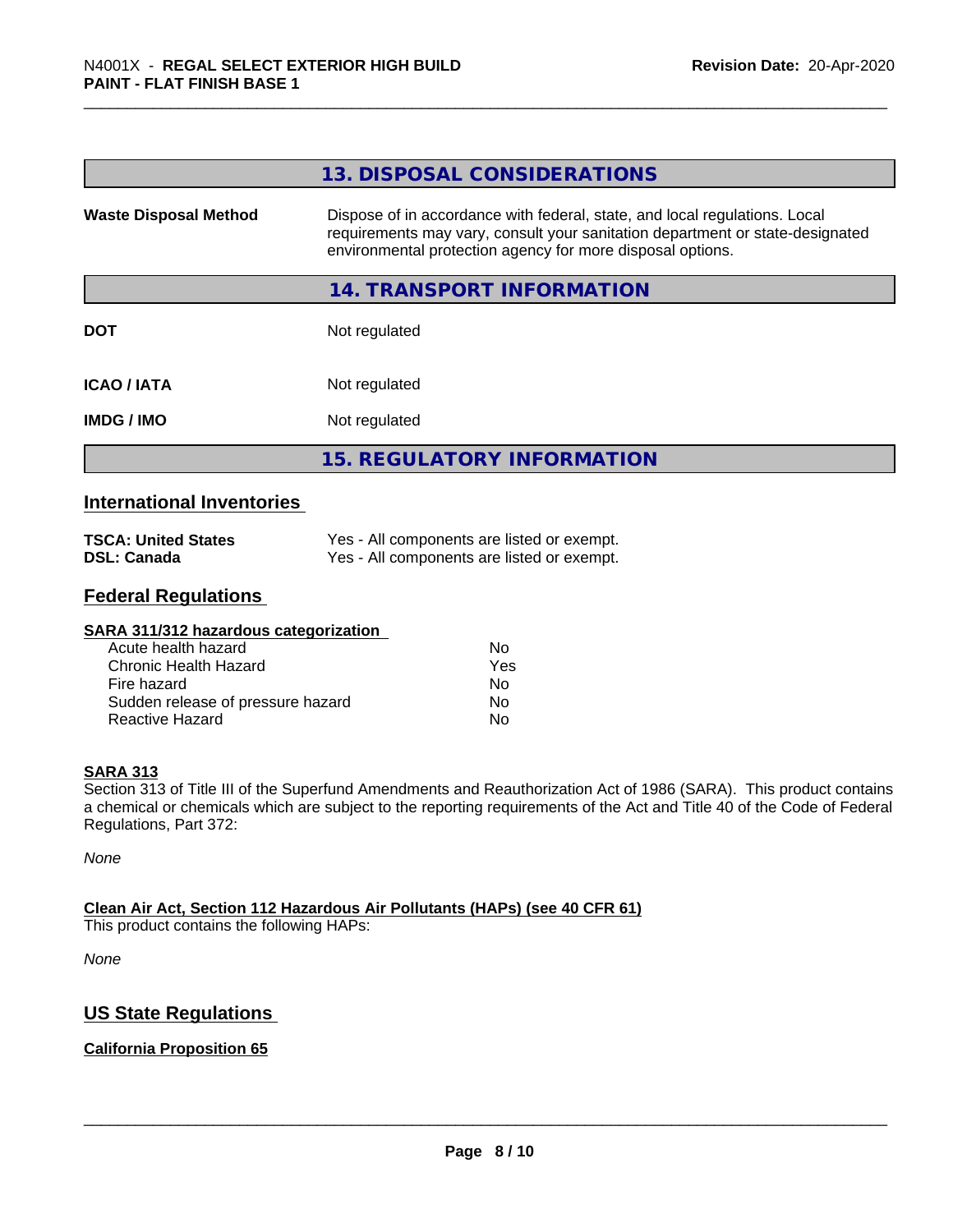## 13. DISPOSAL CONSIDERATIONS

| | |
|---|---|
| **Waste Disposal Method** | Dispose of in accordance with federal, state, and local regulations. Local requirements may vary, consult your sanitation department or state-designated environmental protection agency for more disposal options. |

## 14. TRANSPORT INFORMATION

| | |
|---|---|
| **DOT** | Not regulated |
| **ICAO / IATA** | Not regulated |
| **IMDG / IMO** | Not regulated |

## 15. REGULATORY INFORMATION

### International Inventories

| | |
|---|---|
| **TSCA: United States** | Yes - All components are listed or exempt. |
| **DSL: Canada** | Yes - All components are listed or exempt. |

### Federal Regulations

**SARA 311/312 hazardous categorization**

| | |
|---|---|
| Acute health hazard | No |
| Chronic Health Hazard | Yes |
| Fire hazard | No |
| Sudden release of pressure hazard | No |
| Reactive Hazard | No |

**SARA 313**

Section 313 of Title III of the Superfund Amendments and Reauthorization Act of 1986 (SARA). This product contains a chemical or chemicals which are subject to the reporting requirements of the Act and Title 40 of the Code of Federal Regulations, Part 372:

*None*

**Clean Air Act, Section 112 Hazardous Air Pollutants (HAPs) (see 40 CFR 61)**

This product contains the following HAPs:

*None*

### US State Regulations

**California Proposition 65**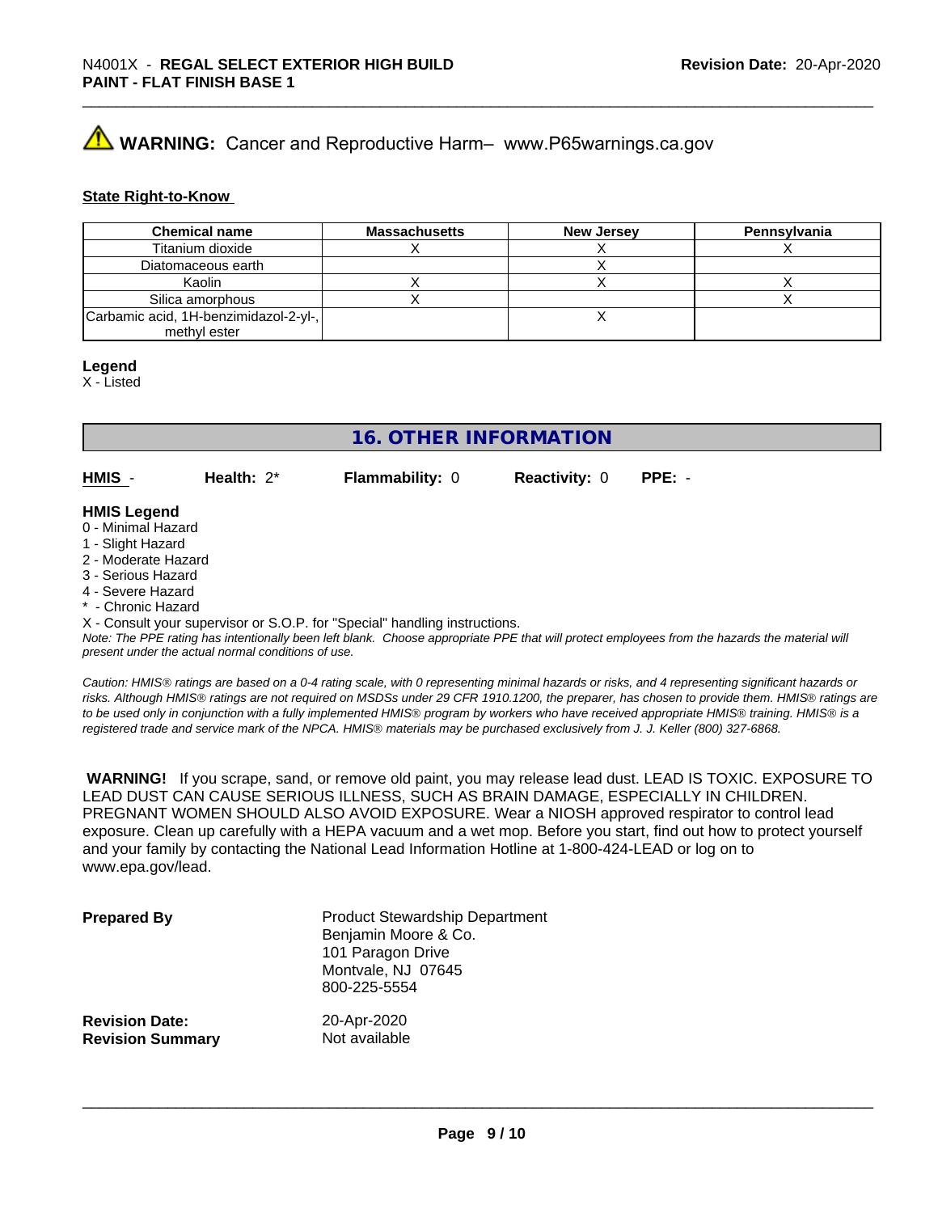**WARNING:** Cancer and Reproductive Harm– www.P65warnings.ca.gov

**State Right-to-Know**

| Chemical name | Massachusetts | New Jersey | Pennsylvania |
|---|---|---|---|
| Titanium dioxide | X | X | X |
| Diatomaceous earth | | X | |
| Kaolin | X | X | X |
| Silica amorphous | X | | X |
| Carbamic acid, 1H-benzimidazol-2-yl-, methyl ester | | X | |

**Legend**
X - Listed

## 16. OTHER INFORMATION

**HMIS** - **Health:** 2* **Flammability:** 0 **Reactivity:** 0 **PPE:** -

**HMIS Legend**
0 - Minimal Hazard
1 - Slight Hazard
2 - Moderate Hazard
3 - Serious Hazard
4 - Severe Hazard
* - Chronic Hazard
X - Consult your supervisor or S.O.P. for "Special" handling instructions.
*Note: The PPE rating has intentionally been left blank. Choose appropriate PPE that will protect employees from the hazards the material will present under the actual normal conditions of use.*

*Caution: HMIS® ratings are based on a 0-4 rating scale, with 0 representing minimal hazards or risks, and 4 representing significant hazards or risks. Although HMIS® ratings are not required on MSDSs under 29 CFR 1910.1200, the preparer, has chosen to provide them. HMIS® ratings are to be used only in conjunction with a fully implemented HMIS® program by workers who have received appropriate HMIS® training. HMIS® is a registered trade and service mark of the NPCA. HMIS® materials may be purchased exclusively from J. J. Keller (800) 327-6868.*

**WARNING!** If you scrape, sand, or remove old paint, you may release lead dust. LEAD IS TOXIC. EXPOSURE TO LEAD DUST CAN CAUSE SERIOUS ILLNESS, SUCH AS BRAIN DAMAGE, ESPECIALLY IN CHILDREN. PREGNANT WOMEN SHOULD ALSO AVOID EXPOSURE. Wear a NIOSH approved respirator to control lead exposure. Clean up carefully with a HEPA vacuum and a wet mop. Before you start, find out how to protect yourself and your family by contacting the National Lead Information Hotline at 1-800-424-LEAD or log on to www.epa.gov/lead.

**Prepared By**
Product Stewardship Department
Benjamin Moore & Co.
101 Paragon Drive
Montvale, NJ 07645
800-225-5554

**Revision Date:** 20-Apr-2020
**Revision Summary** Not available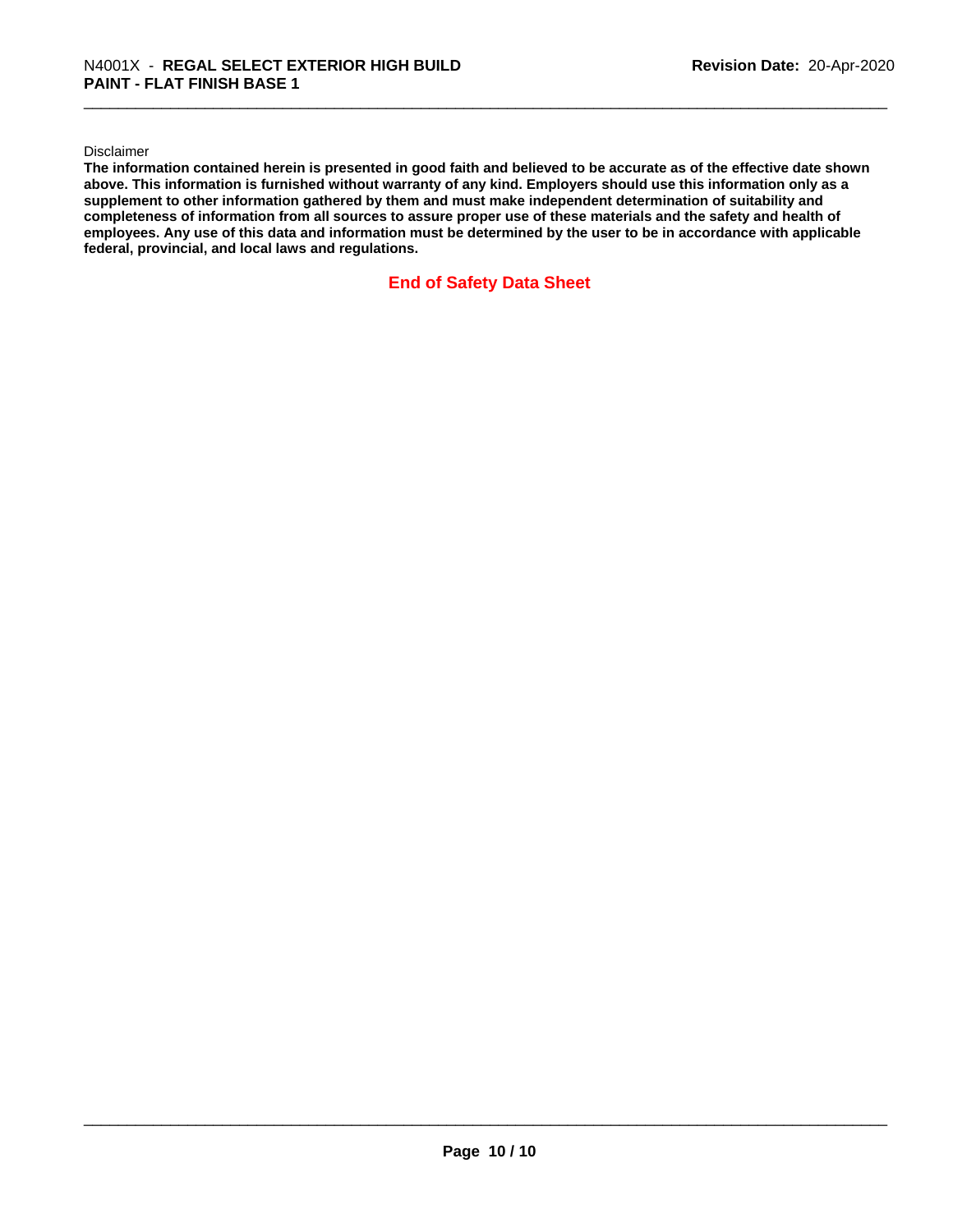Disclaimer

**The information contained herein is presented in good faith and believed to be accurate as of the effective date shown above. This information is furnished without warranty of any kind. Employers should use this information only as a supplement to other information gathered by them and must make independent determination of suitability and completeness of information from all sources to assure proper use of these materials and the safety and health of employees. Any use of this data and information must be determined by the user to be in accordance with applicable federal, provincial, and local laws and regulations.**

**End of Safety Data Sheet**